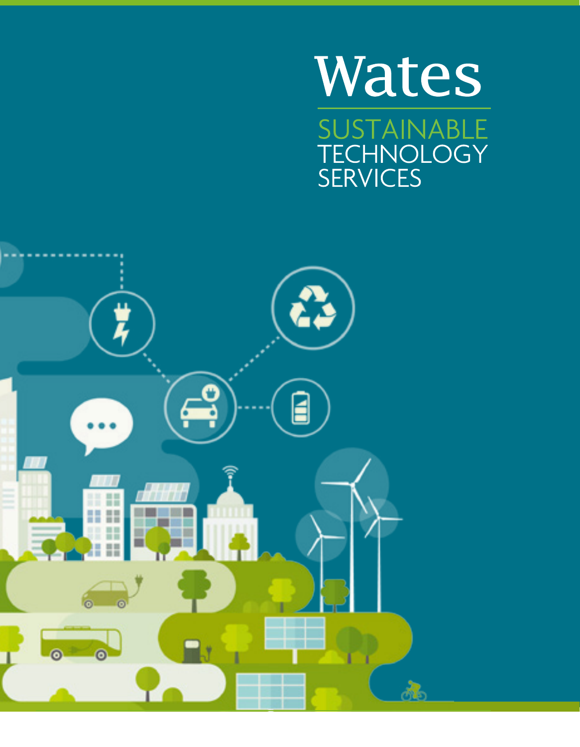# Wates

## SUSTAINABLE TECHNOLOGY SERVICES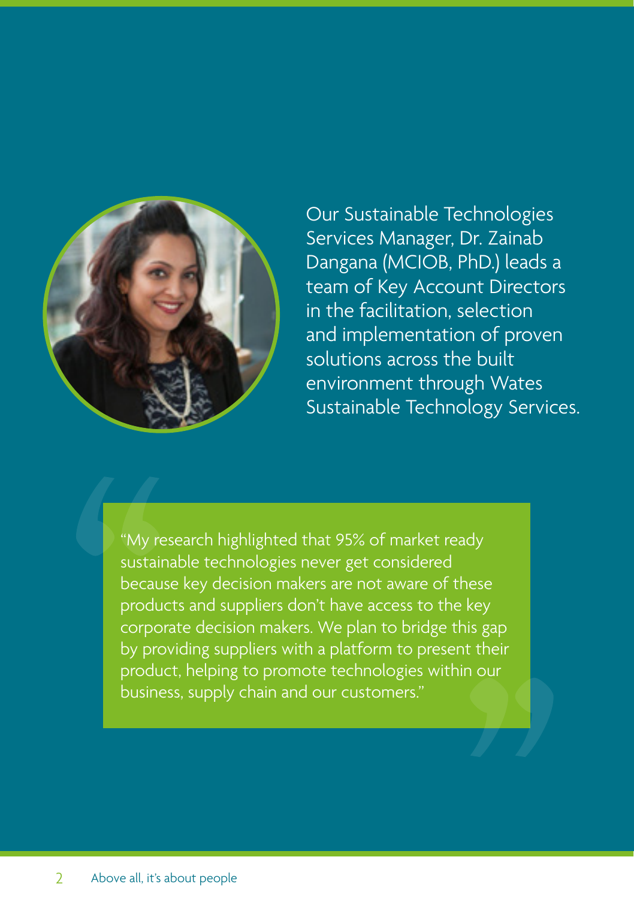Our Sustainable Technologies Services Manager, Dr. Zainab Dangana (MCIOB, PhD.) leads a team of Key Account Directors in the facilitation, selection and implementation of proven solutions across the built environment through Wates Sustainable Technology Services.

> "My research highlighted that 95% of market ready sustainable technologies never get considered because key decision makers are not aware of these products and suppliers don't have access to the key corporate decision makers. We plan to bridge this gap by providing suppliers with a platform to present their product, helping to promote technologies within our business, supply chain and our customers."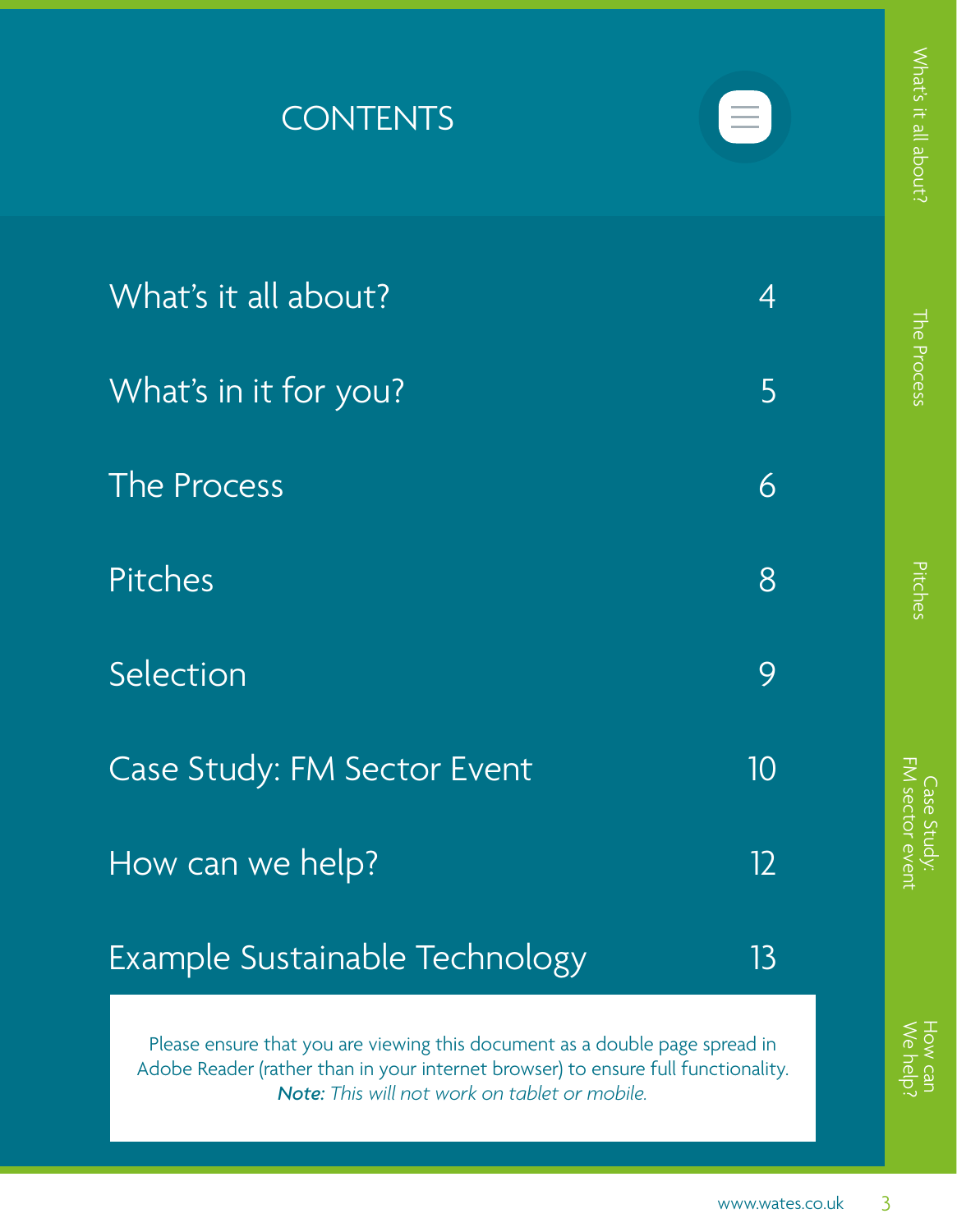# CONTENTS

| | |
|---|---|
| What's it all about? | 4 |
| What's in it for you? | 5 |
| The Process | 6 |
| Pitches | 8 |
| Selection | 9 |
| Case Study: FM Sector Event | 10 |
| How can we help? | 12 |
| Example Sustainable Technology | 13 |

Please ensure that you are viewing this document as a double page spread in Adobe Reader (rather than in your internet browser) to ensure full functionality. ***Note:*** *This will not work on tablet or mobile.*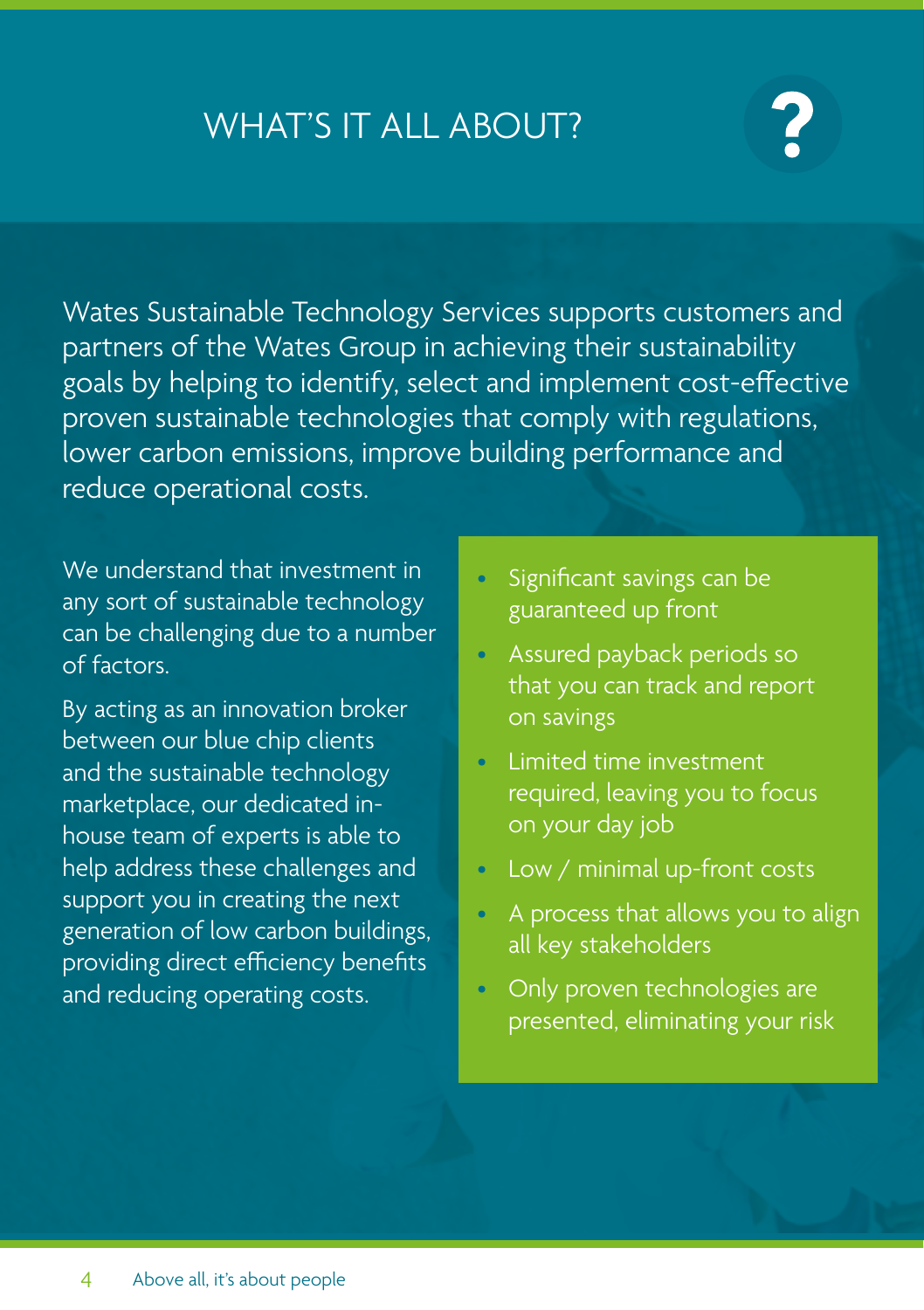# WHAT'S IT ALL ABOUT?

Wates Sustainable Technology Services supports customers and partners of the Wates Group in achieving their sustainability goals by helping to identify, select and implement cost-effective proven sustainable technologies that comply with regulations, lower carbon emissions, improve building performance and reduce operational costs.

We understand that investment in any sort of sustainable technology can be challenging due to a number of factors.

By acting as an innovation broker between our blue chip clients and the sustainable technology marketplace, our dedicated in-house team of experts is able to help address these challenges and support you in creating the next generation of low carbon buildings, providing direct efficiency benefits and reducing operating costs.

- Significant savings can be guaranteed up front
- Assured payback periods so that you can track and report on savings
- Limited time investment required, leaving you to focus on your day job
- Low / minimal up-front costs
- A process that allows you to align all key stakeholders
- Only proven technologies are presented, eliminating your risk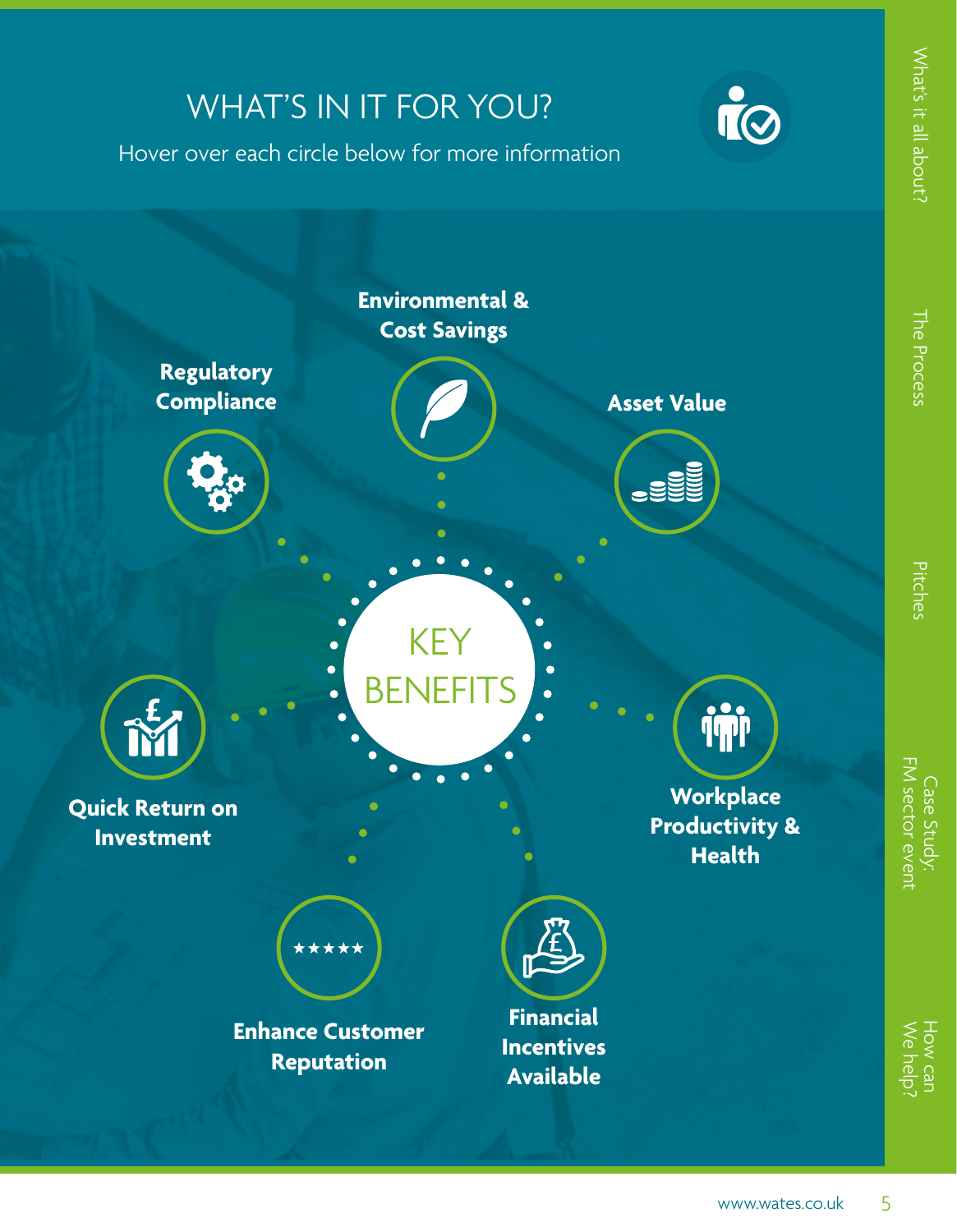# WHAT'S IN IT FOR YOU?

Hover over each circle below for more information

## KEY BENEFITS

- Environmental & Cost Savings
- Asset Value
- Workplace Productivity & Health
- Financial Incentives Available
- Enhance Customer Reputation
- Quick Return on Investment
- Regulatory Compliance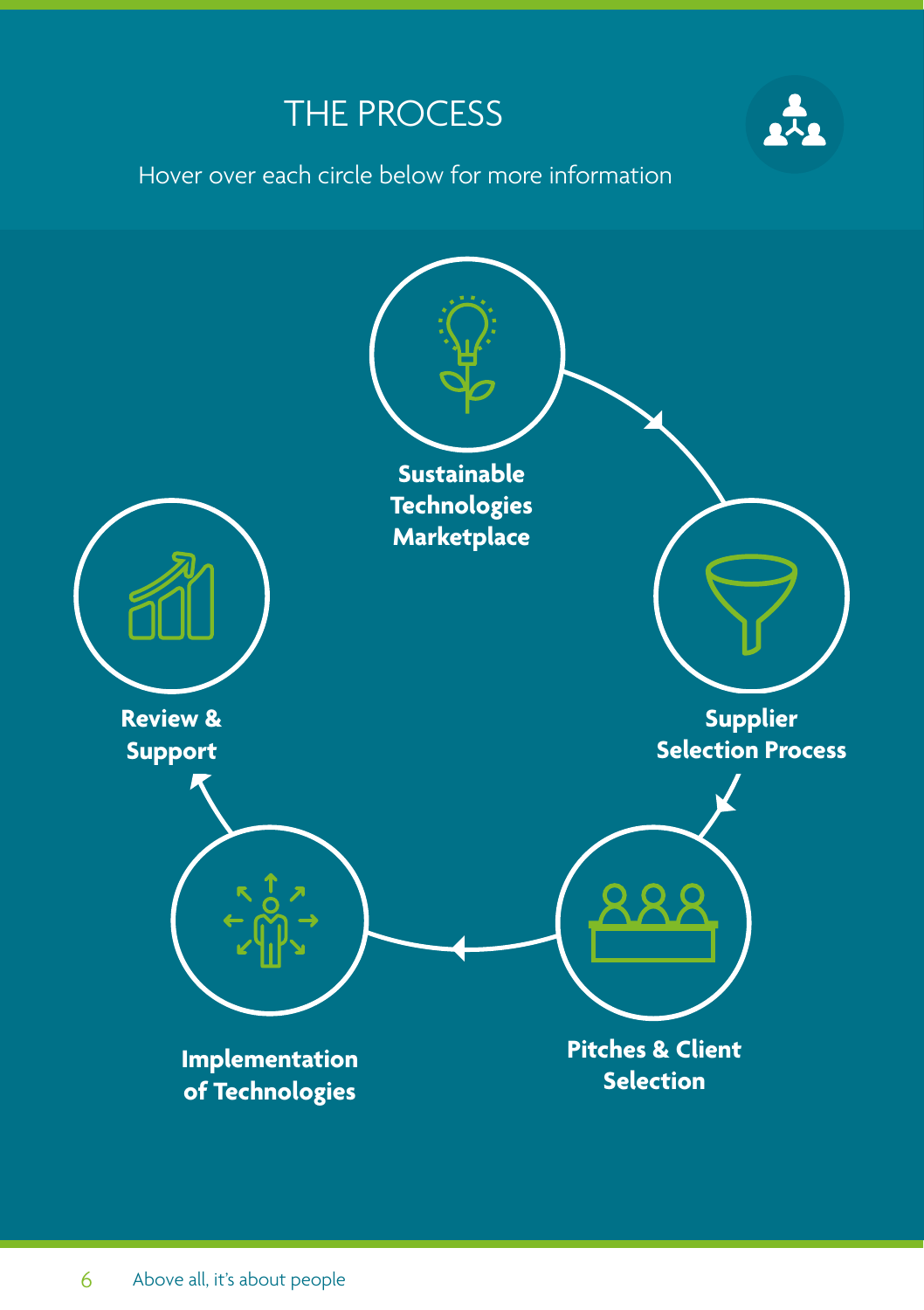# THE PROCESS

Hover over each circle below for more information

**Sustainable Technologies Marketplace**

**Supplier Selection Process**

**Pitches & Client Selection**

**Implementation of Technologies**

**Review & Support**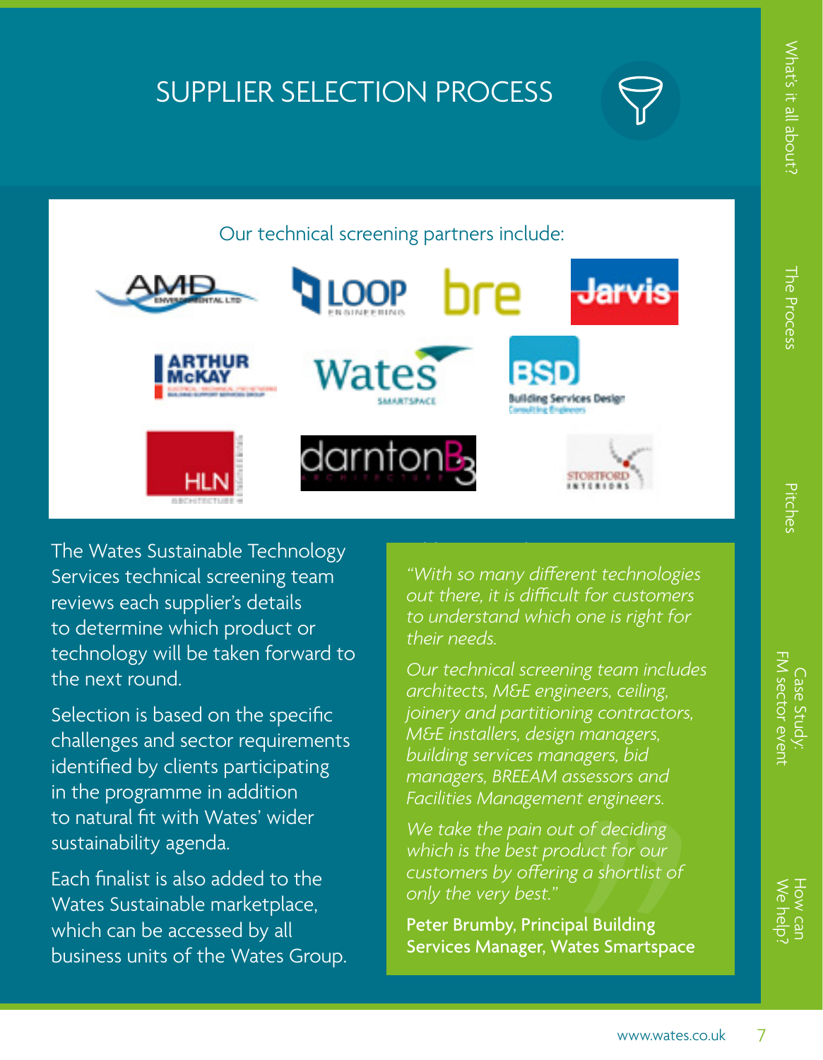# SUPPLIER SELECTION PROCESS

Our technical screening partners include:

The Wates Sustainable Technology Services technical screening team reviews each supplier's details to determine which product or technology will be taken forward to the next round.

Selection is based on the specific challenges and sector requirements identified by clients participating in the programme in addition to natural fit with Wates' wider sustainability agenda.

Each finalist is also added to the Wates Sustainable marketplace, which can be accessed by all business units of the Wates Group.

*"With so many different technologies out there, it is difficult for customers to understand which one is right for their needs.*

*Our technical screening team includes architects, M&E engineers, ceiling, joinery and partitioning contractors, M&E installers, design managers, building services managers, bid managers, BREEAM assessors and Facilities Management engineers.*

*We take the pain out of deciding which is the best product for our customers by offering a shortlist of only the very best."*

**Peter Brumby, Principal Building Services Manager, Wates Smartspace**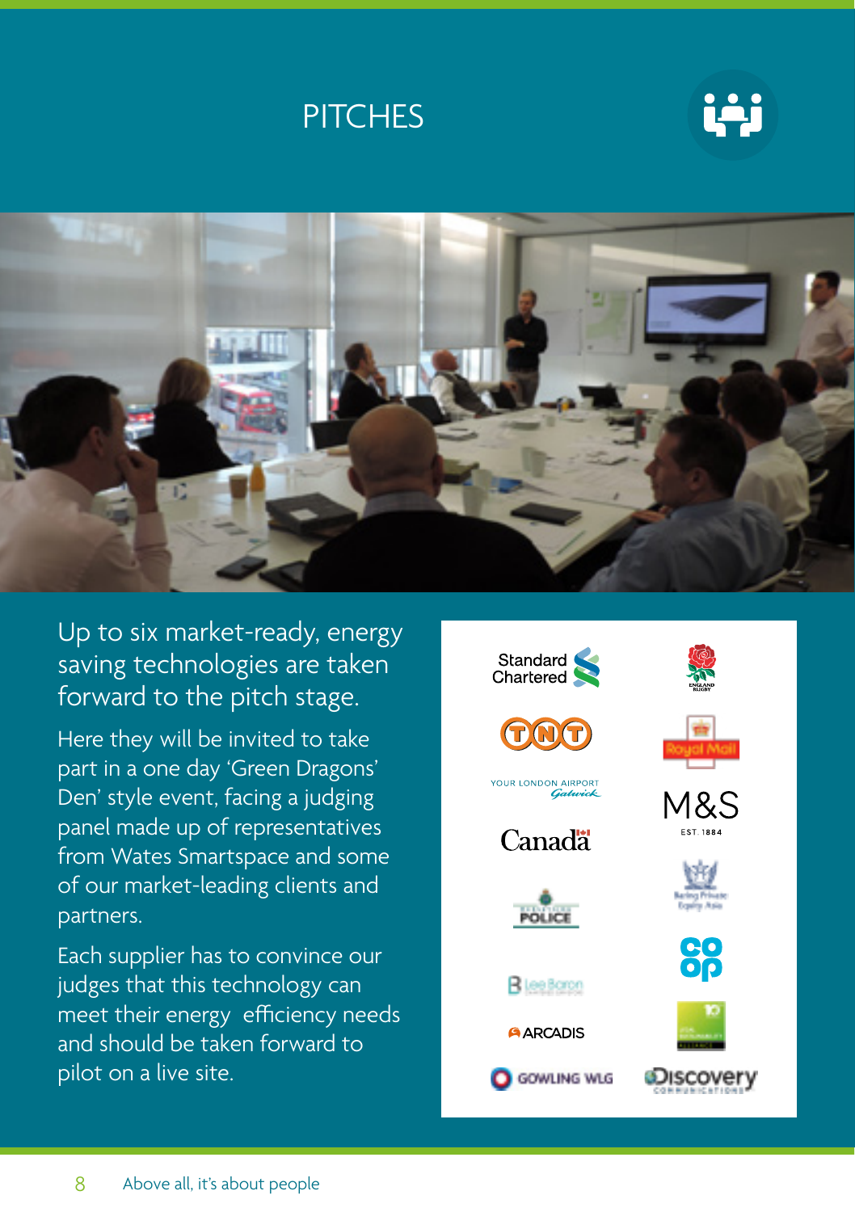# PITCHES

Up to six market-ready, energy saving technologies are taken forward to the pitch stage.

Here they will be invited to take part in a one day 'Green Dragons' Den' style event, facing a judging panel made up of representatives from Wates Smartspace and some of our market-leading clients and partners.

Each supplier has to convince our judges that this technology can meet their energy efficiency needs and should be taken forward to pilot on a live site.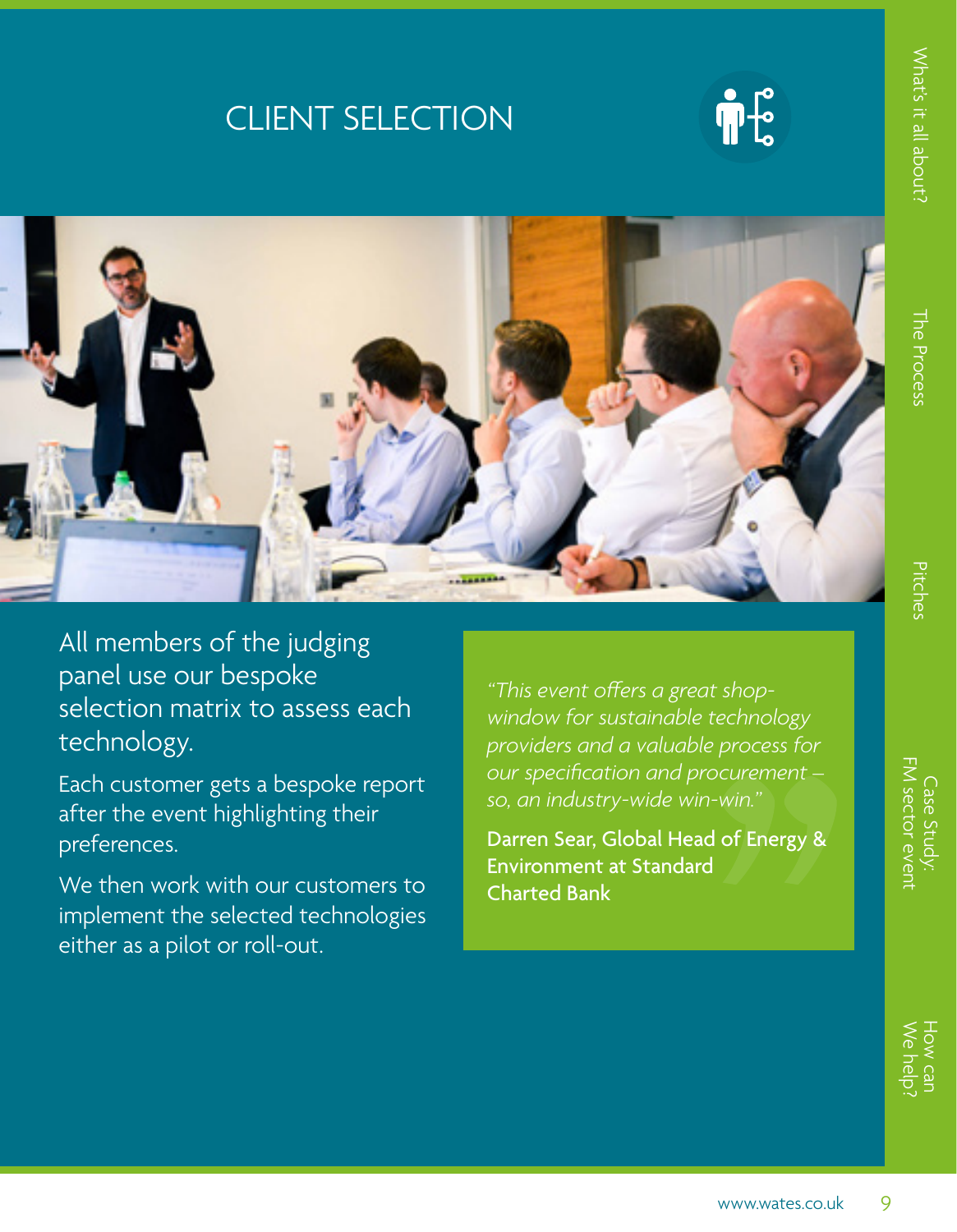# CLIENT SELECTION

All members of the judging panel use our bespoke selection matrix to assess each technology.

Each customer gets a bespoke report after the event highlighting their preferences.

We then work with our customers to implement the selected technologies either as a pilot or roll-out.

> *"This event offers a great shop-window for sustainable technology providers and a valuable process for our specification and procurement – so, an industry-wide win-win."*
>
> **Darren Sear, Global Head of Energy & Environment at Standard Charted Bank**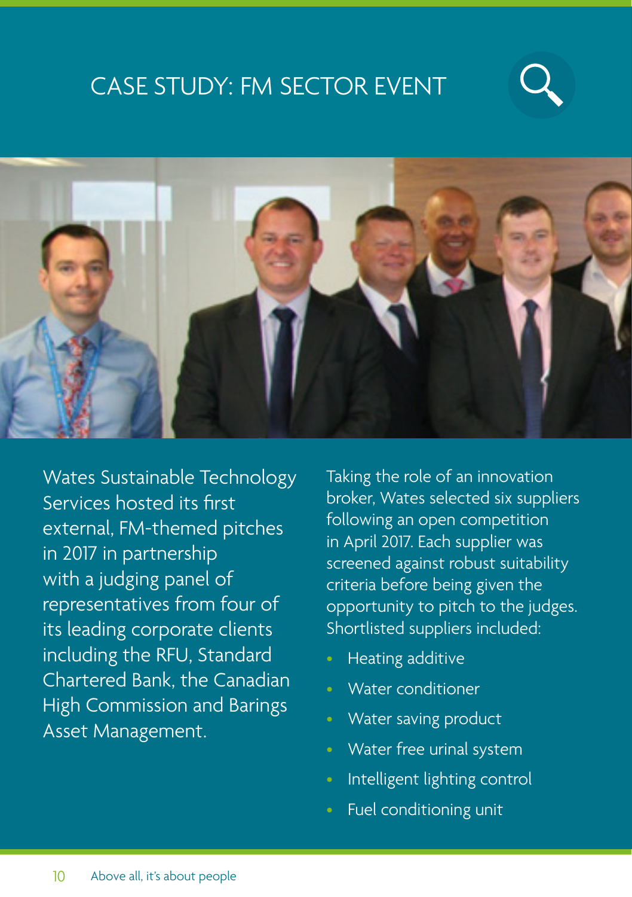# CASE STUDY: FM SECTOR EVENT

Wates Sustainable Technology Services hosted its first external, FM-themed pitches in 2017 in partnership with a judging panel of representatives from four of its leading corporate clients including the RFU, Standard Chartered Bank, the Canadian High Commission and Barings Asset Management.

Taking the role of an innovation broker, Wates selected six suppliers following an open competition in April 2017. Each supplier was screened against robust suitability criteria before being given the opportunity to pitch to the judges. Shortlisted suppliers included:

- Heating additive
- Water conditioner
- Water saving product
- Water free urinal system
- Intelligent lighting control
- Fuel conditioning unit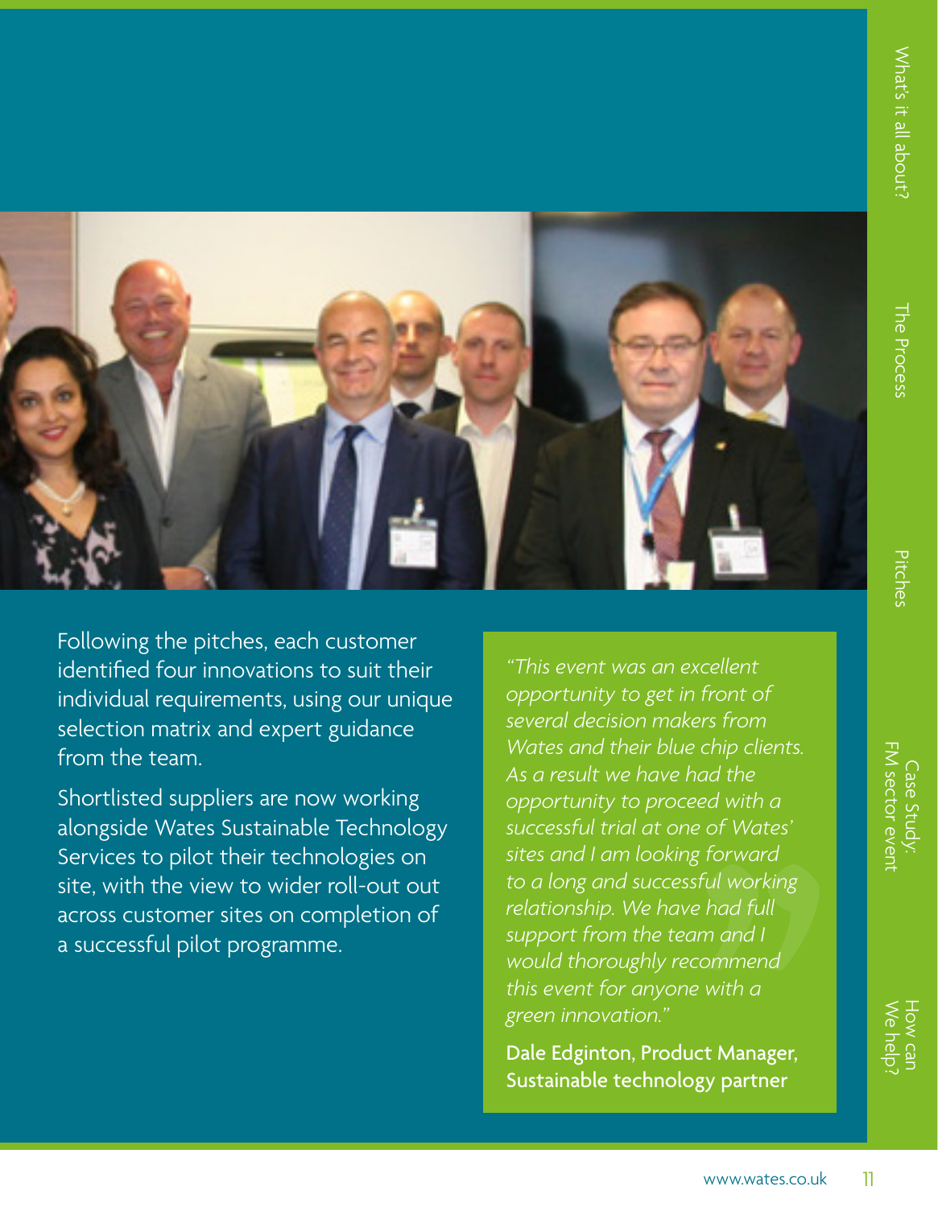Following the pitches, each customer identified four innovations to suit their individual requirements, using our unique selection matrix and expert guidance from the team.

Shortlisted suppliers are now working alongside Wates Sustainable Technology Services to pilot their technologies on site, with the view to wider roll-out out across customer sites on completion of a successful pilot programme.

> *"This event was an excellent opportunity to get in front of several decision makers from Wates and their blue chip clients. As a result we have had the opportunity to proceed with a successful trial at one of Wates' sites and I am looking forward to a long and successful working relationship. We have had full support from the team and I would thoroughly recommend this event for anyone with a green innovation."*
>
> **Dale Edginton, Product Manager, Sustainable technology partner**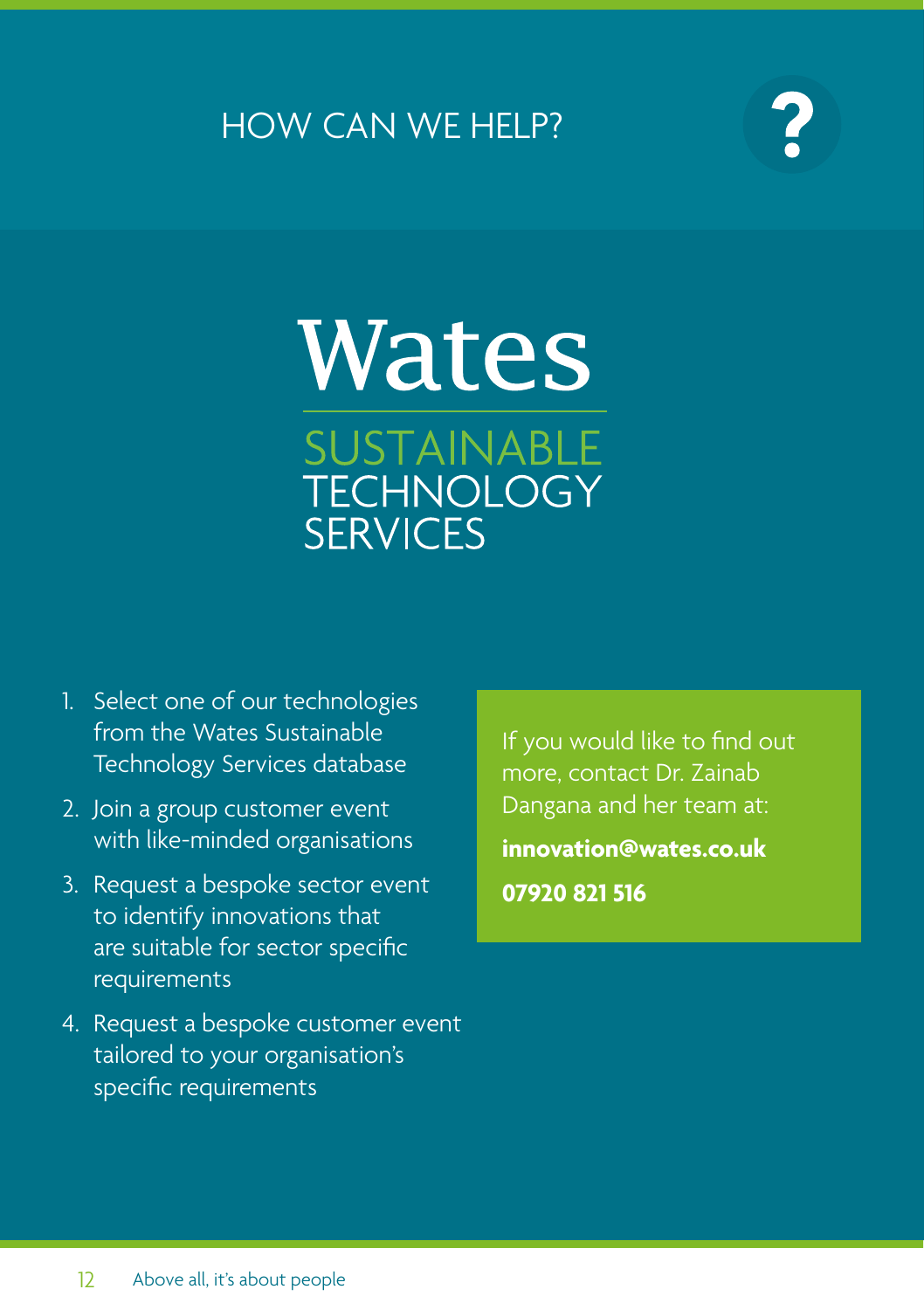# HOW CAN WE HELP?

## Wates

### SUSTAINABLE TECHNOLOGY SERVICES

1. Select one of our technologies from the Wates Sustainable Technology Services database
2. Join a group customer event with like-minded organisations
3. Request a bespoke sector event to identify innovations that are suitable for sector specific requirements
4. Request a bespoke customer event tailored to your organisation's specific requirements

If you would like to find out more, contact Dr. Zainab Dangana and her team at:

**innovation@wates.co.uk**

**07920 821 516**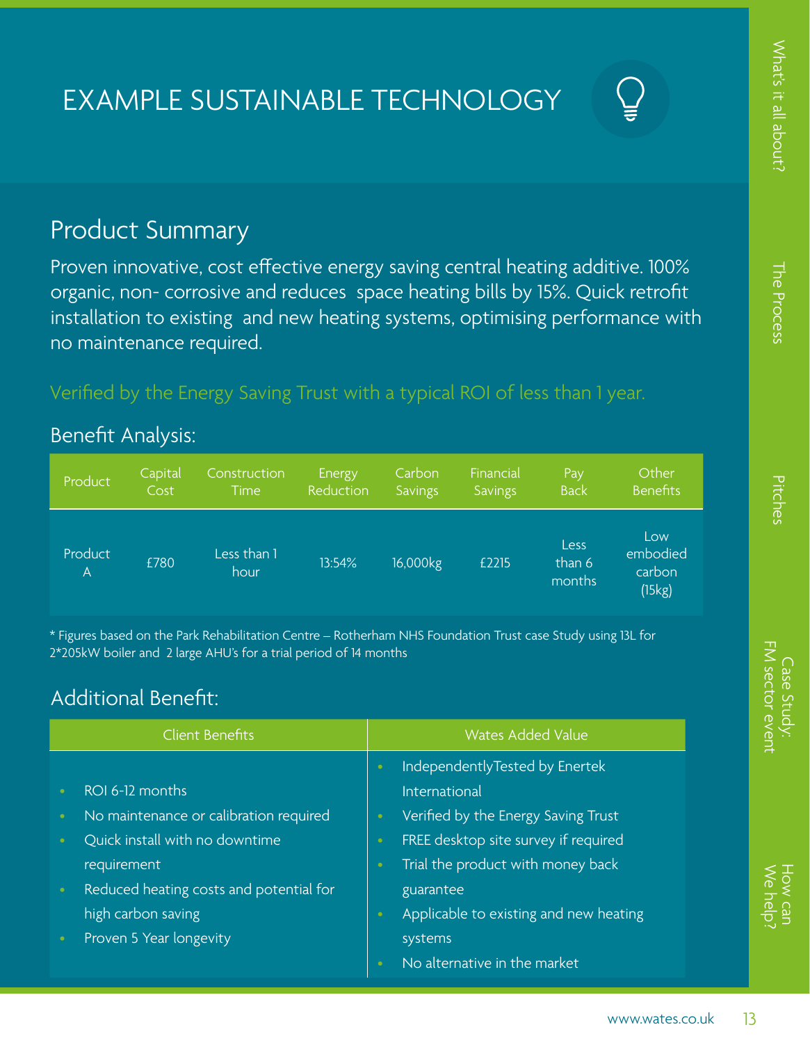# EXAMPLE SUSTAINABLE TECHNOLOGY

## Product Summary

Proven innovative, cost effective energy saving central heating additive. 100% organic, non- corrosive and reduces space heating bills by 15%. Quick retrofit installation to existing and new heating systems, optimising performance with no maintenance required.

Verified by the Energy Saving Trust with a typical ROI of less than 1 year.

## Benefit Analysis:

| Product | Capital Cost | Construction Time | Energy Reduction | Carbon Savings | Financial Savings | Pay Back | Other Benefits |
|---|---|---|---|---|---|---|---|
| Product A | £780 | Less than 1 hour | 13:54% | 16,000kg | £2215 | Less than 6 months | Low embodied carbon (15kg) |

* Figures based on the Park Rehabilitation Centre – Rotherham NHS Foundation Trust case Study using 13L for 2*205kW boiler and 2 large AHU's for a trial period of 14 months

## Additional Benefit:

| Client Benefits | Wates Added Value |
|---|---|
| • ROI 6-12 months<br>• No maintenance or calibration required<br>• Quick install with no downtime requirement<br>• Reduced heating costs and potential for high carbon saving<br>• Proven 5 Year longevity | • IndependentlyTested by Enertek International<br>• Verified by the Energy Saving Trust<br>• FREE desktop site survey if required<br>• Trial the product with money back guarantee<br>• Applicable to existing and new heating systems<br>• No alternative in the market |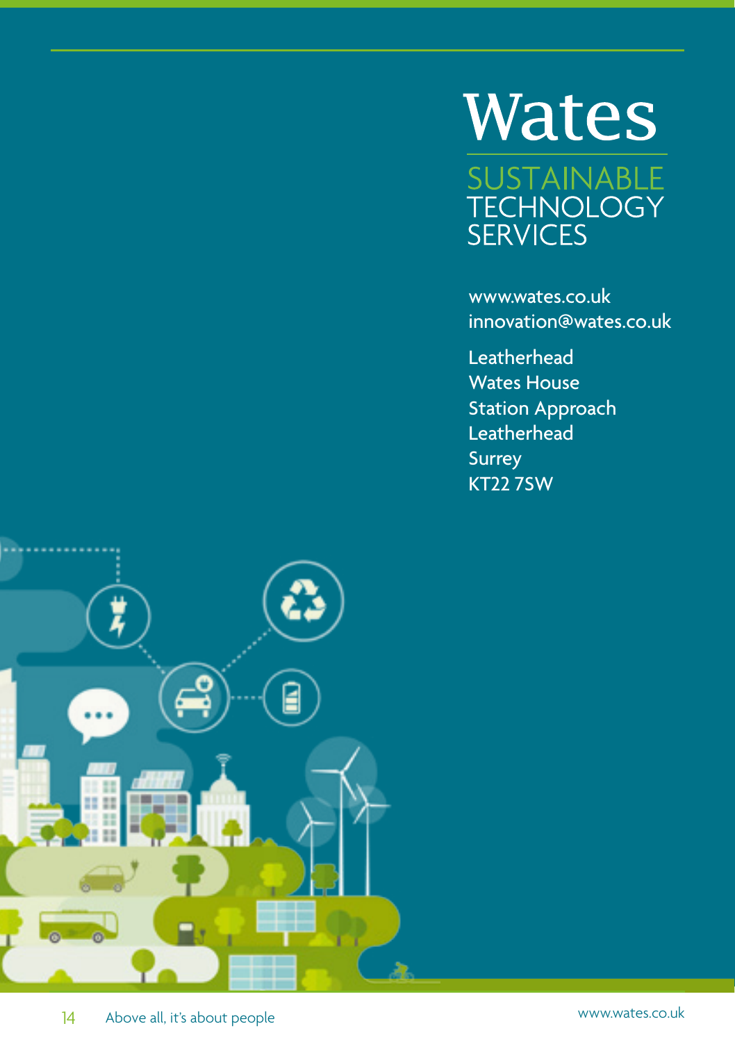# Wates

## SUSTAINABLE TECHNOLOGY SERVICES

www.wates.co.uk
innovation@wates.co.uk

Leatherhead
Wates House
Station Approach
Leatherhead
Surrey
KT22 7SW